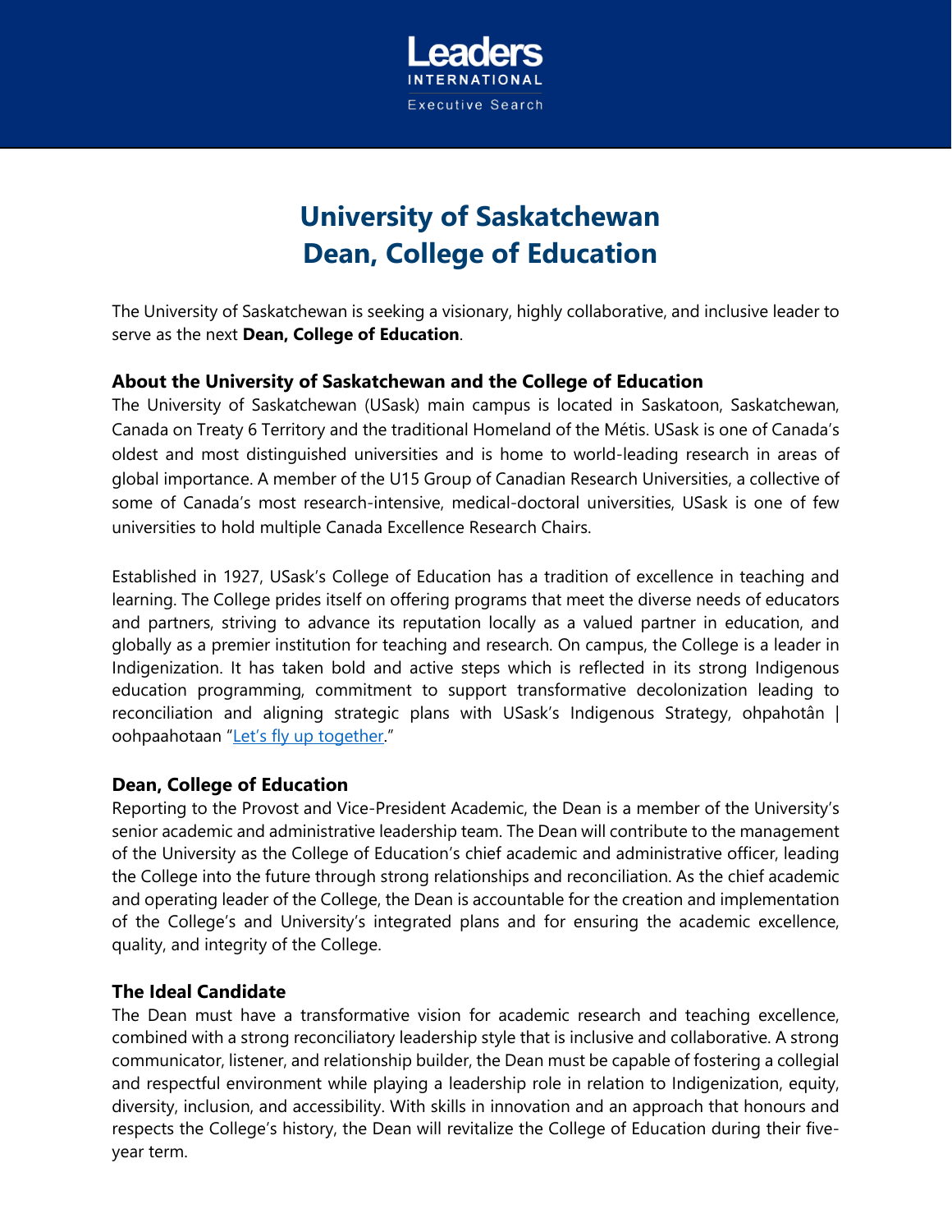Leaders
INTERNATIONAL
Executive Search

# University of Saskatchewan
# Dean, College of Education

The University of Saskatchewan is seeking a visionary, highly collaborative, and inclusive leader to serve as the next **Dean, College of Education**.

### About the University of Saskatchewan and the College of Education

The University of Saskatchewan (USask) main campus is located in Saskatoon, Saskatchewan, Canada on Treaty 6 Territory and the traditional Homeland of the Métis. USask is one of Canada's oldest and most distinguished universities and is home to world-leading research in areas of global importance. A member of the U15 Group of Canadian Research Universities, a collective of some of Canada's most research-intensive, medical-doctoral universities, USask is one of few universities to hold multiple Canada Excellence Research Chairs.

Established in 1927, USask's College of Education has a tradition of excellence in teaching and learning. The College prides itself on offering programs that meet the diverse needs of educators and partners, striving to advance its reputation locally as a valued partner in education, and globally as a premier institution for teaching and research. On campus, the College is a leader in Indigenization. It has taken bold and active steps which is reflected in its strong Indigenous education programming, commitment to support transformative decolonization leading to reconciliation and aligning strategic plans with USask's Indigenous Strategy, ohpahotân | oohpaahotaan "Let's fly up together."

### Dean, College of Education

Reporting to the Provost and Vice-President Academic, the Dean is a member of the University's senior academic and administrative leadership team. The Dean will contribute to the management of the University as the College of Education's chief academic and administrative officer, leading the College into the future through strong relationships and reconciliation. As the chief academic and operating leader of the College, the Dean is accountable for the creation and implementation of the College's and University's integrated plans and for ensuring the academic excellence, quality, and integrity of the College.

### The Ideal Candidate

The Dean must have a transformative vision for academic research and teaching excellence, combined with a strong reconciliatory leadership style that is inclusive and collaborative. A strong communicator, listener, and relationship builder, the Dean must be capable of fostering a collegial and respectful environment while playing a leadership role in relation to Indigenization, equity, diversity, inclusion, and accessibility. With skills in innovation and an approach that honours and respects the College's history, the Dean will revitalize the College of Education during their five-year term.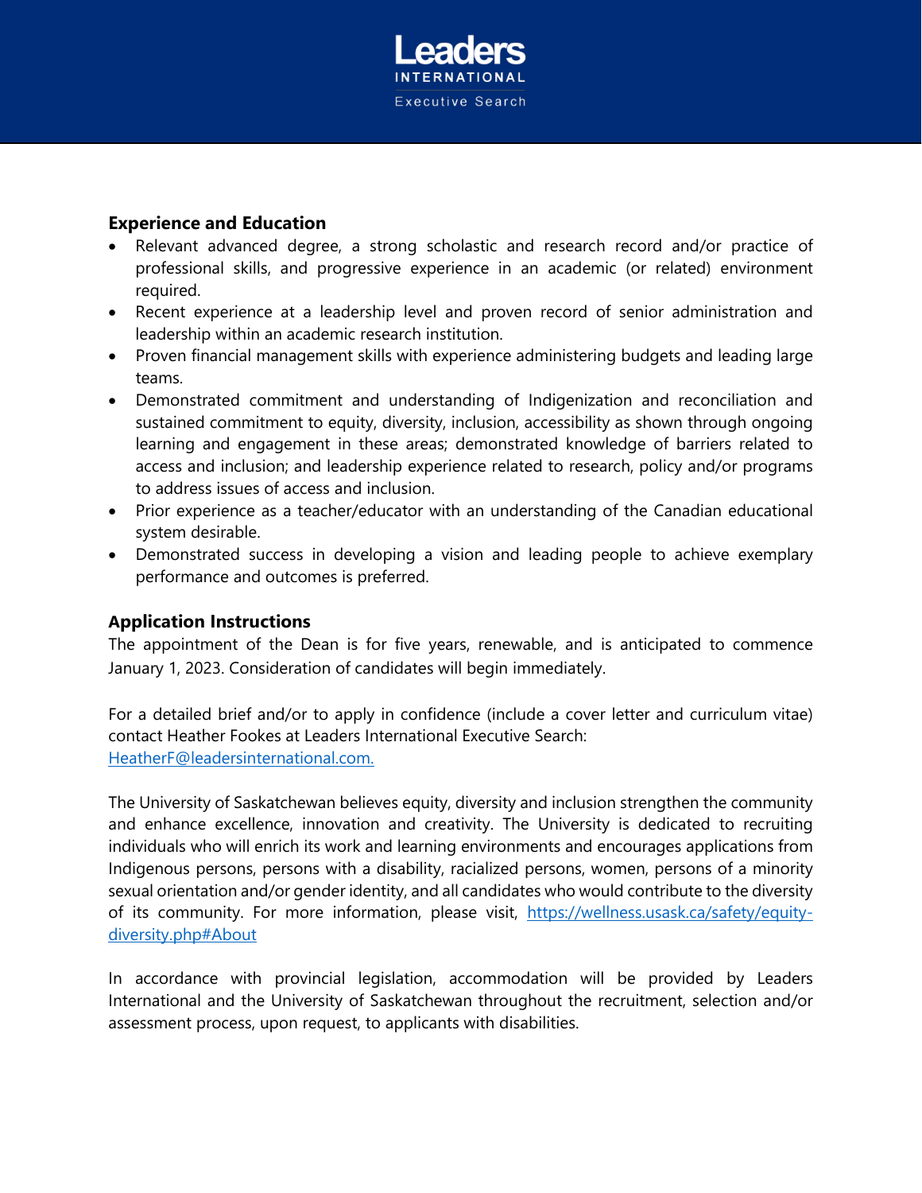### Experience and Education

- Relevant advanced degree, a strong scholastic and research record and/or practice of professional skills, and progressive experience in an academic (or related) environment required.
- Recent experience at a leadership level and proven record of senior administration and leadership within an academic research institution.
- Proven financial management skills with experience administering budgets and leading large teams.
- Demonstrated commitment and understanding of Indigenization and reconciliation and sustained commitment to equity, diversity, inclusion, accessibility as shown through ongoing learning and engagement in these areas; demonstrated knowledge of barriers related to access and inclusion; and leadership experience related to research, policy and/or programs to address issues of access and inclusion.
- Prior experience as a teacher/educator with an understanding of the Canadian educational system desirable.
- Demonstrated success in developing a vision and leading people to achieve exemplary performance and outcomes is preferred.

### Application Instructions

The appointment of the Dean is for five years, renewable, and is anticipated to commence January 1, 2023. Consideration of candidates will begin immediately.

For a detailed brief and/or to apply in confidence (include a cover letter and curriculum vitae) contact Heather Fookes at Leaders International Executive Search: HeatherF@leadersinternational.com.

The University of Saskatchewan believes equity, diversity and inclusion strengthen the community and enhance excellence, innovation and creativity. The University is dedicated to recruiting individuals who will enrich its work and learning environments and encourages applications from Indigenous persons, persons with a disability, racialized persons, women, persons of a minority sexual orientation and/or gender identity, and all candidates who would contribute to the diversity of its community. For more information, please visit, https://wellness.usask.ca/safety/equity-diversity.php#About

In accordance with provincial legislation, accommodation will be provided by Leaders International and the University of Saskatchewan throughout the recruitment, selection and/or assessment process, upon request, to applicants with disabilities.